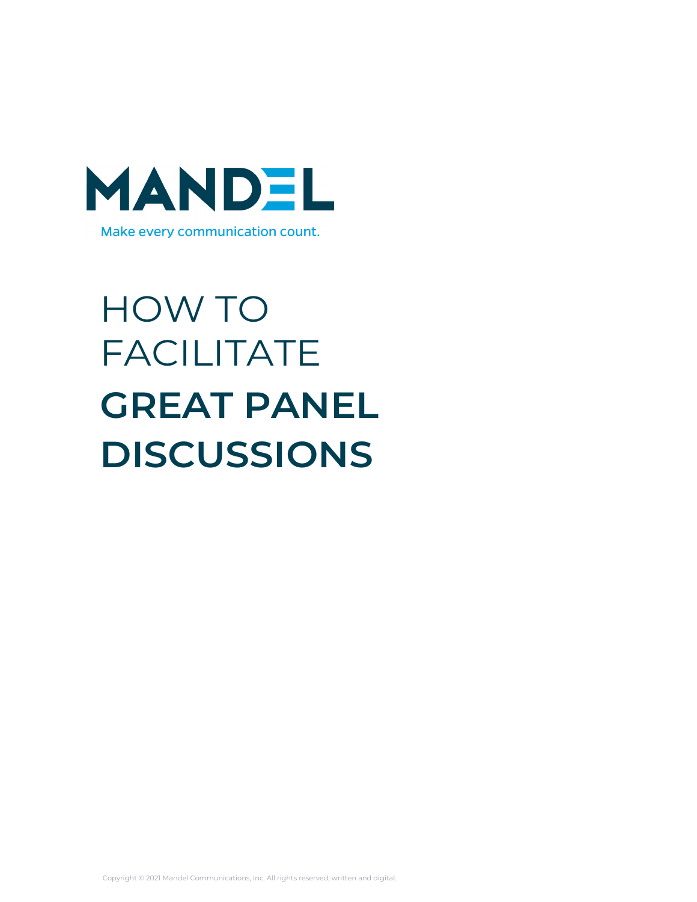MANDEL

Make every communication count.

# HOW TO FACILITATE **GREAT PANEL DISCUSSIONS**

Copyright © 2021 Mandel Communications, Inc. All rights reserved, written and digital.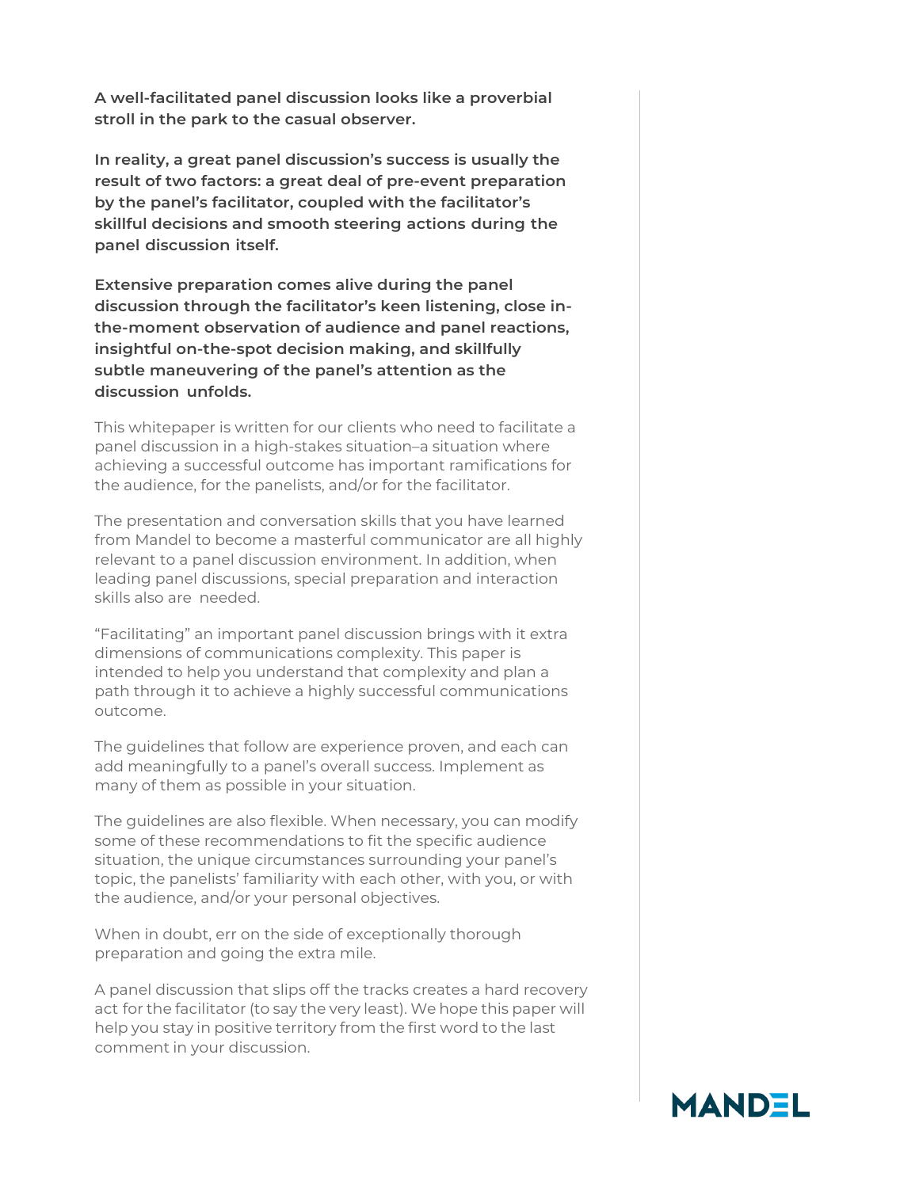**A well-facilitated panel discussion looks like a proverbial stroll in the park to the casual observer.**

**In reality, a great panel discussion's success is usually the result of two factors: a great deal of pre-event preparation by the panel's facilitator, coupled with the facilitator's skillful decisions and smooth steering actions during the panel discussion itself.**

**Extensive preparation comes alive during the panel discussion through the facilitator's keen listening, close in-the-moment observation of audience and panel reactions, insightful on-the-spot decision making, and skillfully subtle maneuvering of the panel's attention as the discussion unfolds.**

This whitepaper is written for our clients who need to facilitate a panel discussion in a high-stakes situation–a situation where achieving a successful outcome has important ramifications for the audience, for the panelists, and/or for the facilitator.

The presentation and conversation skills that you have learned from Mandel to become a masterful communicator are all highly relevant to a panel discussion environment. In addition, when leading panel discussions, special preparation and interaction skills also are needed.

"Facilitating" an important panel discussion brings with it extra dimensions of communications complexity. This paper is intended to help you understand that complexity and plan a path through it to achieve a highly successful communications outcome.

The guidelines that follow are experience proven, and each can add meaningfully to a panel's overall success. Implement as many of them as possible in your situation.

The guidelines are also flexible. When necessary, you can modify some of these recommendations to fit the specific audience situation, the unique circumstances surrounding your panel's topic, the panelists' familiarity with each other, with you, or with the audience, and/or your personal objectives.

When in doubt, err on the side of exceptionally thorough preparation and going the extra mile.

A panel discussion that slips off the tracks creates a hard recovery act for the facilitator (to say the very least). We hope this paper will help you stay in positive territory from the first word to the last comment in your discussion.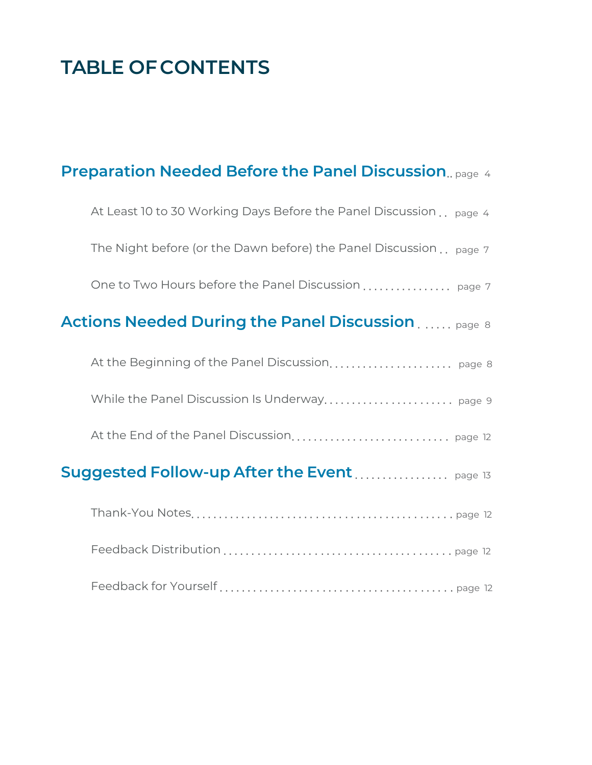# TABLE OF CONTENTS

**Preparation Needed Before the Panel Discussion** .. page 4

- At Least 10 to 30 Working Days Before the Panel Discussion .. page 4
- The Night before (or the Dawn before) the Panel Discussion .. page 7
- One to Two Hours before the Panel Discussion ................ page 7

**Actions Needed During the Panel Discussion** ...... page 8

- At the Beginning of the Panel Discussion...................... page 8
- While the Panel Discussion Is Underway....................... page 9
- At the End of the Panel Discussion............................ page 12

**Suggested Follow-up After the Event** ................. page 13

- Thank-You Notes.............................................. page 12
- Feedback Distribution ........................................ page 12
- Feedback for Yourself ........................................ page 12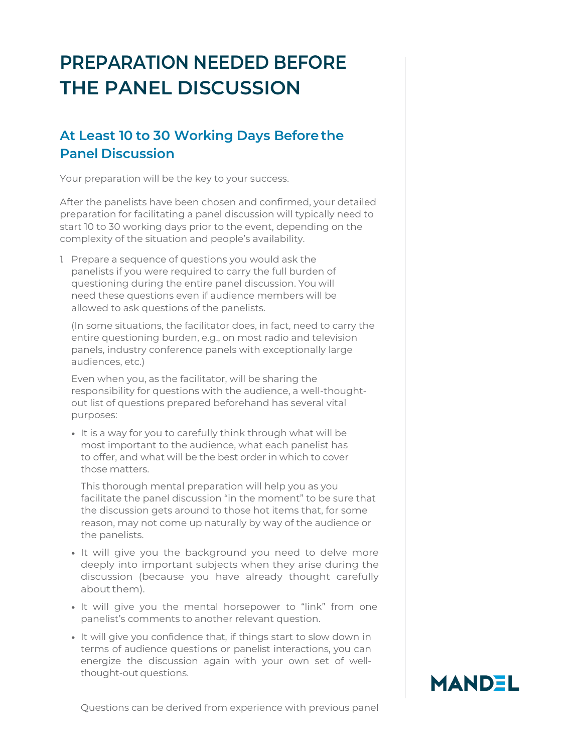# PREPARATION NEEDED BEFORE THE PANEL DISCUSSION

## At Least 10 to 30 Working Days Before the Panel Discussion

Your preparation will be the key to your success.

After the panelists have been chosen and confirmed, your detailed preparation for facilitating a panel discussion will typically need to start 10 to 30 working days prior to the event, depending on the complexity of the situation and people's availability.

1. Prepare a sequence of questions you would ask the panelists if you were required to carry the full burden of questioning during the entire panel discussion. You will need these questions even if audience members will be allowed to ask questions of the panelists.

   (In some situations, the facilitator does, in fact, need to carry the entire questioning burden, e.g., on most radio and television panels, industry conference panels with exceptionally large audiences, etc.)

   Even when you, as the facilitator, will be sharing the responsibility for questions with the audience, a well-thought-out list of questions prepared beforehand has several vital purposes:

   - It is a way for you to carefully think through what will be most important to the audience, what each panelist has to offer, and what will be the best order in which to cover those matters.

     This thorough mental preparation will help you as you facilitate the panel discussion "in the moment" to be sure that the discussion gets around to those hot items that, for some reason, may not come up naturally by way of the audience or the panelists.

   - It will give you the background you need to delve more deeply into important subjects when they arise during the discussion (because you have already thought carefully about them).

   - It will give you the mental horsepower to "link" from one panelist's comments to another relevant question.

   - It will give you confidence that, if things start to slow down in terms of audience questions or panelist interactions, you can energize the discussion again with your own set of well-thought-out questions.

   Questions can be derived from experience with previous panel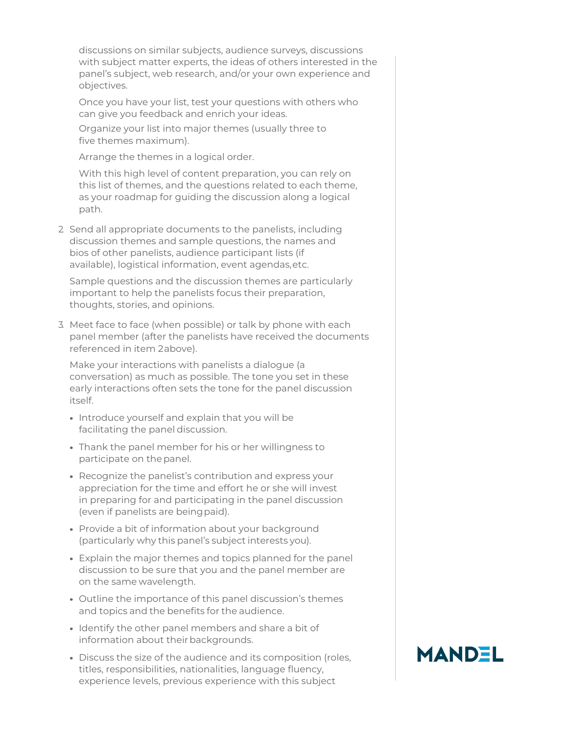discussions on similar subjects, audience surveys, discussions with subject matter experts, the ideas of others interested in the panel's subject, web research, and/or your own experience and objectives.

Once you have your list, test your questions with others who can give you feedback and enrich your ideas.

Organize your list into major themes (usually three to five themes maximum).

Arrange the themes in a logical order.

With this high level of content preparation, you can rely on this list of themes, and the questions related to each theme, as your roadmap for guiding the discussion along a logical path.

2. Send all appropriate documents to the panelists, including discussion themes and sample questions, the names and bios of other panelists, audience participant lists (if available), logistical information, event agendas, etc.

   Sample questions and the discussion themes are particularly important to help the panelists focus their preparation, thoughts, stories, and opinions.

3. Meet face to face (when possible) or talk by phone with each panel member (after the panelists have received the documents referenced in item 2 above).

   Make your interactions with panelists a dialogue (a conversation) as much as possible. The tone you set in these early interactions often sets the tone for the panel discussion itself.

   - Introduce yourself and explain that you will be facilitating the panel discussion.
   - Thank the panel member for his or her willingness to participate on the panel.
   - Recognize the panelist's contribution and express your appreciation for the time and effort he or she will invest in preparing for and participating in the panel discussion (even if panelists are being paid).
   - Provide a bit of information about your background (particularly why this panel's subject interests you).
   - Explain the major themes and topics planned for the panel discussion to be sure that you and the panel member are on the same wavelength.
   - Outline the importance of this panel discussion's themes and topics and the benefits for the audience.
   - Identify the other panel members and share a bit of information about their backgrounds.
   - Discuss the size of the audience and its composition (roles, titles, responsibilities, nationalities, language fluency, experience levels, previous experience with this subject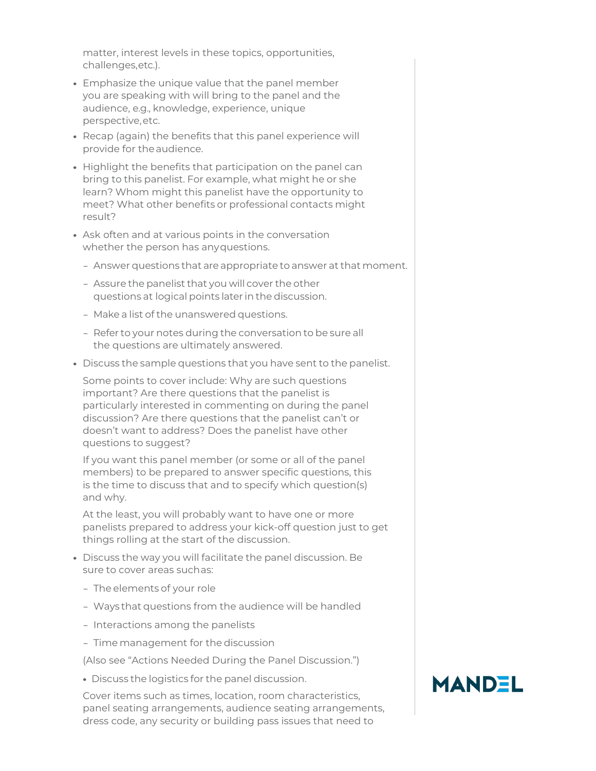matter, interest levels in these topics, opportunities, challenges, etc.).

- Emphasize the unique value that the panel member you are speaking with will bring to the panel and the audience, e.g., knowledge, experience, unique perspective, etc.
- Recap (again) the benefits that this panel experience will provide for the audience.
- Highlight the benefits that participation on the panel can bring to this panelist. For example, what might he or she learn? Whom might this panelist have the opportunity to meet? What other benefits or professional contacts might result?
- Ask often and at various points in the conversation whether the person has any questions.
  - Answer questions that are appropriate to answer at that moment.
  - Assure the panelist that you will cover the other questions at logical points later in the discussion.
  - Make a list of the unanswered questions.
  - Refer to your notes during the conversation to be sure all the questions are ultimately answered.
- Discuss the sample questions that you have sent to the panelist.

  Some points to cover include: Why are such questions important? Are there questions that the panelist is particularly interested in commenting on during the panel discussion? Are there questions that the panelist can't or doesn't want to address? Does the panelist have other questions to suggest?

  If you want this panel member (or some or all of the panel members) to be prepared to answer specific questions, this is the time to discuss that and to specify which question(s) and why.

  At the least, you will probably want to have one or more panelists prepared to address your kick-off question just to get things rolling at the start of the discussion.

- Discuss the way you will facilitate the panel discussion. Be sure to cover areas such as:
  - The elements of your role
  - Ways that questions from the audience will be handled
  - Interactions among the panelists
  - Time management for the discussion

  (Also see "Actions Needed During the Panel Discussion.")

- Discuss the logistics for the panel discussion.

  Cover items such as times, location, room characteristics, panel seating arrangements, audience seating arrangements, dress code, any security or building pass issues that need to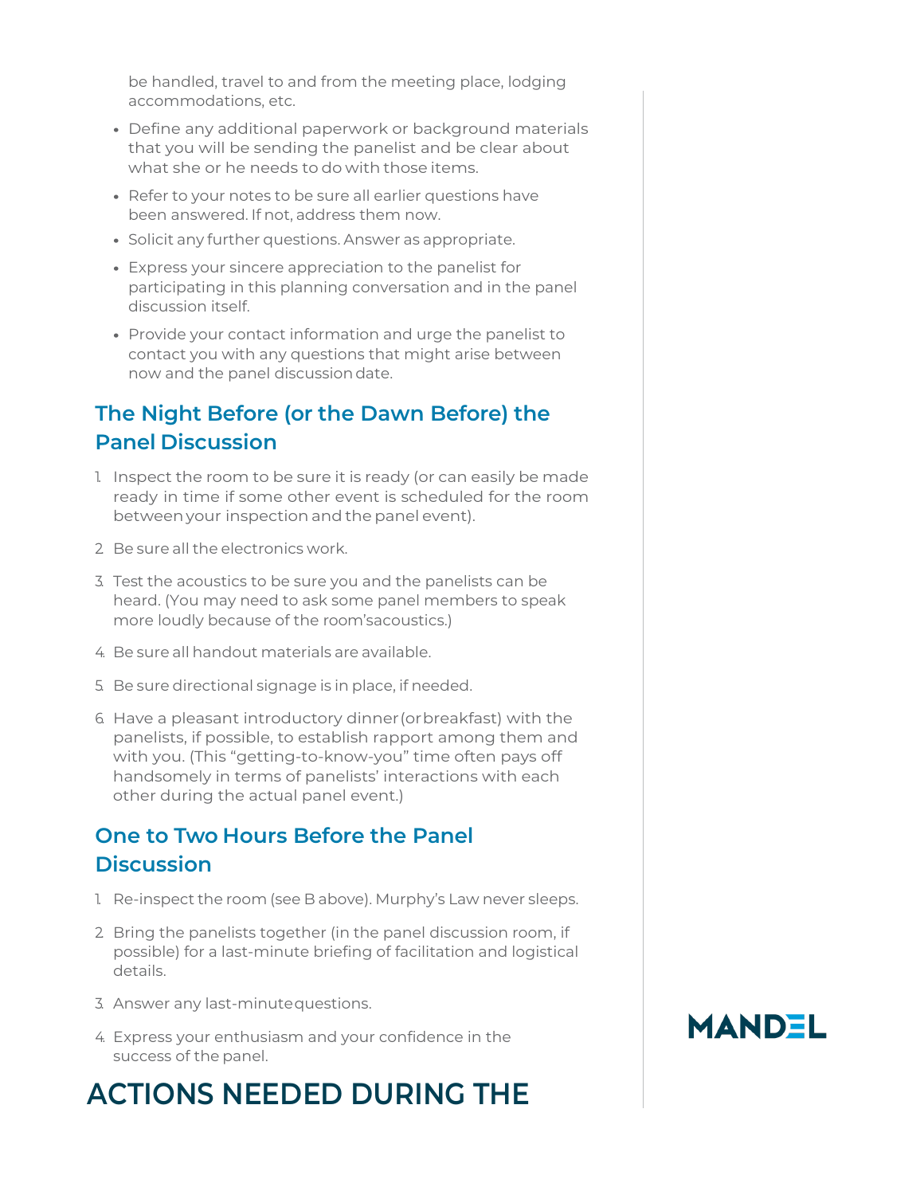be handled, travel to and from the meeting place, lodging accommodations, etc.

- Define any additional paperwork or background materials that you will be sending the panelist and be clear about what she or he needs to do with those items.
- Refer to your notes to be sure all earlier questions have been answered. If not, address them now.
- Solicit any further questions. Answer as appropriate.
- Express your sincere appreciation to the panelist for participating in this planning conversation and in the panel discussion itself.
- Provide your contact information and urge the panelist to contact you with any questions that might arise between now and the panel discussion date.

## The Night Before (or the Dawn Before) the Panel Discussion

1. Inspect the room to be sure it is ready (or can easily be made ready in time if some other event is scheduled for the room between your inspection and the panel event).
2. Be sure all the electronics work.
3. Test the acoustics to be sure you and the panelists can be heard. (You may need to ask some panel members to speak more loudly because of the room's acoustics.)
4. Be sure all handout materials are available.
5. Be sure directional signage is in place, if needed.
6. Have a pleasant introductory dinner (or breakfast) with the panelists, if possible, to establish rapport among them and with you. (This "getting-to-know-you" time often pays off handsomely in terms of panelists' interactions with each other during the actual panel event.)

## One to Two Hours Before the Panel Discussion

1. Re-inspect the room (see B above). Murphy's Law never sleeps.
2. Bring the panelists together (in the panel discussion room, if possible) for a last-minute briefing of facilitation and logistical details.
3. Answer any last-minute questions.
4. Express your enthusiasm and your confidence in the success of the panel.

# ACTIONS NEEDED DURING THE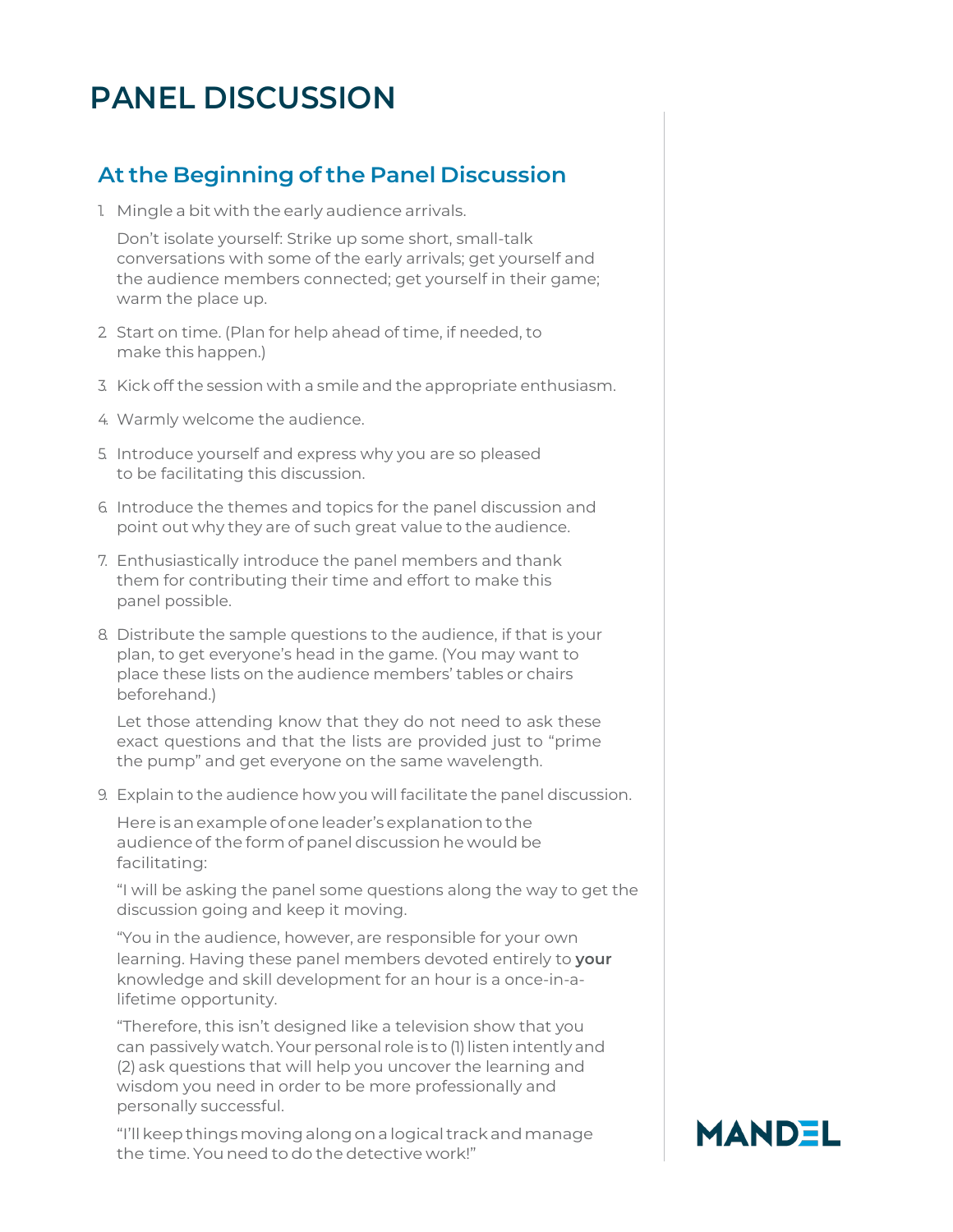# PANEL DISCUSSION

## At the Beginning of the Panel Discussion

1. Mingle a bit with the early audience arrivals.

   Don't isolate yourself: Strike up some short, small-talk conversations with some of the early arrivals; get yourself and the audience members connected; get yourself in their game; warm the place up.

2. Start on time. (Plan for help ahead of time, if needed, to make this happen.)

3. Kick off the session with a smile and the appropriate enthusiasm.

4. Warmly welcome the audience.

5. Introduce yourself and express why you are so pleased to be facilitating this discussion.

6. Introduce the themes and topics for the panel discussion and point out why they are of such great value to the audience.

7. Enthusiastically introduce the panel members and thank them for contributing their time and effort to make this panel possible.

8. Distribute the sample questions to the audience, if that is your plan, to get everyone's head in the game. (You may want to place these lists on the audience members' tables or chairs beforehand.)

   Let those attending know that they do not need to ask these exact questions and that the lists are provided just to "prime the pump" and get everyone on the same wavelength.

9. Explain to the audience how you will facilitate the panel discussion.

   Here is an example of one leader's explanation to the audience of the form of panel discussion he would be facilitating:

   "I will be asking the panel some questions along the way to get the discussion going and keep it moving.

   "You in the audience, however, are responsible for your own learning. Having these panel members devoted entirely to **your** knowledge and skill development for an hour is a once-in-a-lifetime opportunity.

   "Therefore, this isn't designed like a television show that you can passively watch. Your personal role is to (1) listen intently and (2) ask questions that will help you uncover the learning and wisdom you need in order to be more professionally and personally successful.

   "I'll keep things moving along on a logical track and manage the time. You need to do the detective work!"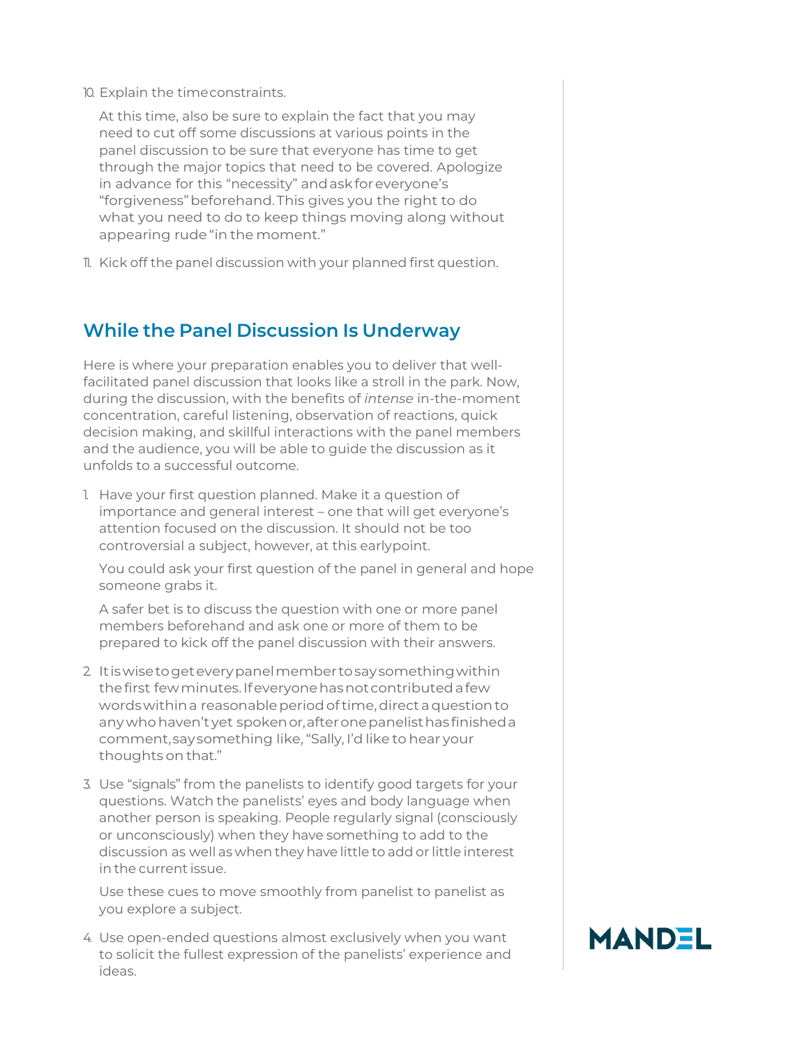10. Explain the time constraints.

    At this time, also be sure to explain the fact that you may need to cut off some discussions at various points in the panel discussion to be sure that everyone has time to get through the major topics that need to be covered. Apologize in advance for this "necessity" and ask for everyone's "forgiveness" beforehand. This gives you the right to do what you need to do to keep things moving along without appearing rude "in the moment."

11. Kick off the panel discussion with your planned first question.

## While the Panel Discussion Is Underway

Here is where your preparation enables you to deliver that well-facilitated panel discussion that looks like a stroll in the park. Now, during the discussion, with the benefits of *intense* in-the-moment concentration, careful listening, observation of reactions, quick decision making, and skillful interactions with the panel members and the audience, you will be able to guide the discussion as it unfolds to a successful outcome.

1. Have your first question planned. Make it a question of importance and general interest – one that will get everyone's attention focused on the discussion. It should not be too controversial a subject, however, at this early point.

   You could ask your first question of the panel in general and hope someone grabs it.

   A safer bet is to discuss the question with one or more panel members beforehand and ask one or more of them to be prepared to kick off the panel discussion with their answers.

2. It is wise to get every panel member to say something within the first few minutes. If everyone has not contributed a few words within a reasonable period of time, direct a question to any who haven't yet spoken or, after one panelist has finished a comment, say something like, "Sally, I'd like to hear your thoughts on that."

3. Use "signals" from the panelists to identify good targets for your questions. Watch the panelists' eyes and body language when another person is speaking. People regularly signal (consciously or unconsciously) when they have something to add to the discussion as well as when they have little to add or little interest in the current issue.

   Use these cues to move smoothly from panelist to panelist as you explore a subject.

4. Use open-ended questions almost exclusively when you want to solicit the fullest expression of the panelists' experience and ideas.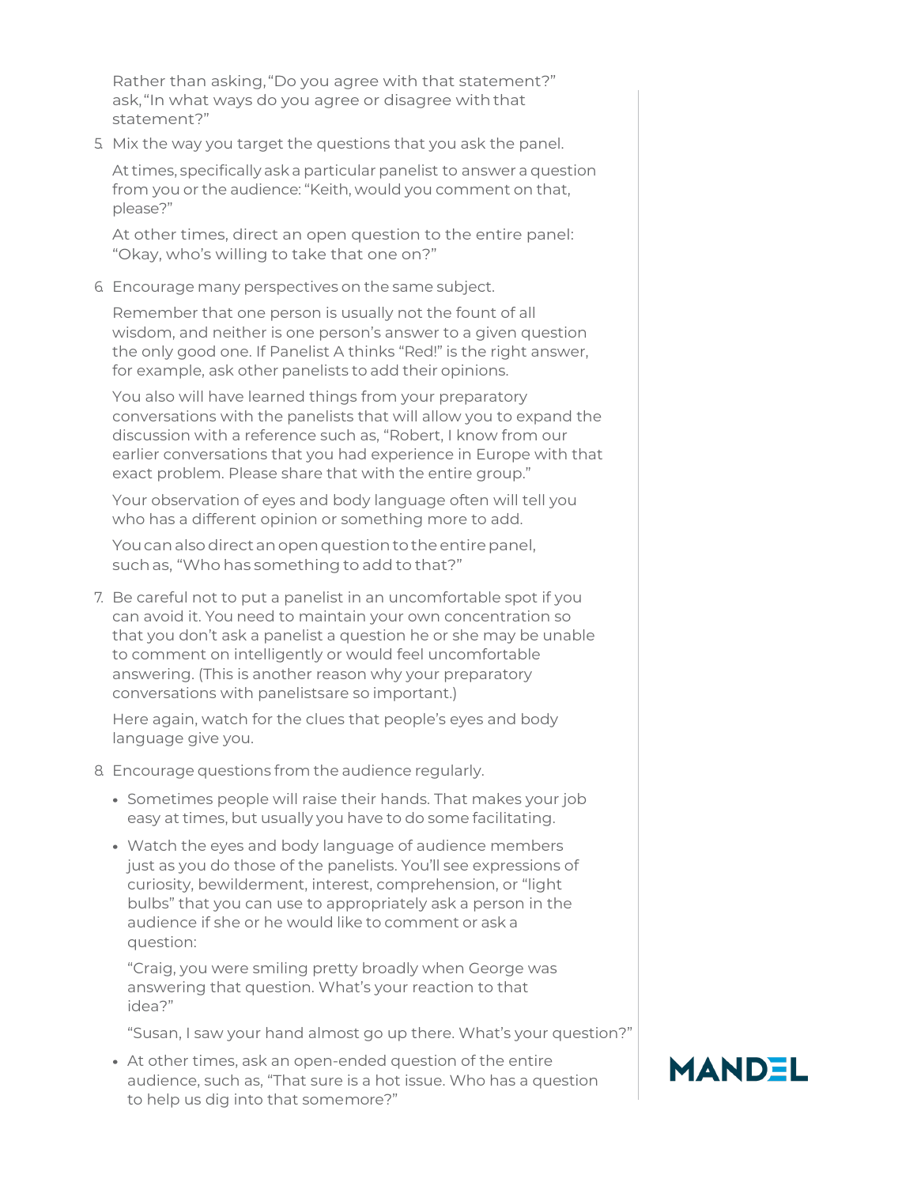Rather than asking, "Do you agree with that statement?" ask, "In what ways do you agree or disagree with that statement?"

5. Mix the way you target the questions that you ask the panel.

   At times, specifically ask a particular panelist to answer a question from you or the audience: "Keith, would you comment on that, please?"

   At other times, direct an open question to the entire panel: "Okay, who's willing to take that one on?"

6. Encourage many perspectives on the same subject.

   Remember that one person is usually not the fount of all wisdom, and neither is one person's answer to a given question the only good one. If Panelist A thinks "Red!" is the right answer, for example, ask other panelists to add their opinions.

   You also will have learned things from your preparatory conversations with the panelists that will allow you to expand the discussion with a reference such as, "Robert, I know from our earlier conversations that you had experience in Europe with that exact problem. Please share that with the entire group."

   Your observation of eyes and body language often will tell you who has a different opinion or something more to add.

   You can also direct an open question to the entire panel, such as, "Who has something to add to that?"

7. Be careful not to put a panelist in an uncomfortable spot if you can avoid it. You need to maintain your own concentration so that you don't ask a panelist a question he or she may be unable to comment on intelligently or would feel uncomfortable answering. (This is another reason why your preparatory conversations with panelistsare so important.)

   Here again, watch for the clues that people's eyes and body language give you.

8. Encourage questions from the audience regularly.

   - Sometimes people will raise their hands. That makes your job easy at times, but usually you have to do some facilitating.
   - Watch the eyes and body language of audience members just as you do those of the panelists. You'll see expressions of curiosity, bewilderment, interest, comprehension, or "light bulbs" that you can use to appropriately ask a person in the audience if she or he would like to comment or ask a question:

     "Craig, you were smiling pretty broadly when George was answering that question. What's your reaction to that idea?"

     "Susan, I saw your hand almost go up there. What's your question?"
   - At other times, ask an open-ended question of the entire audience, such as, "That sure is a hot issue. Who has a question to help us dig into that somemore?"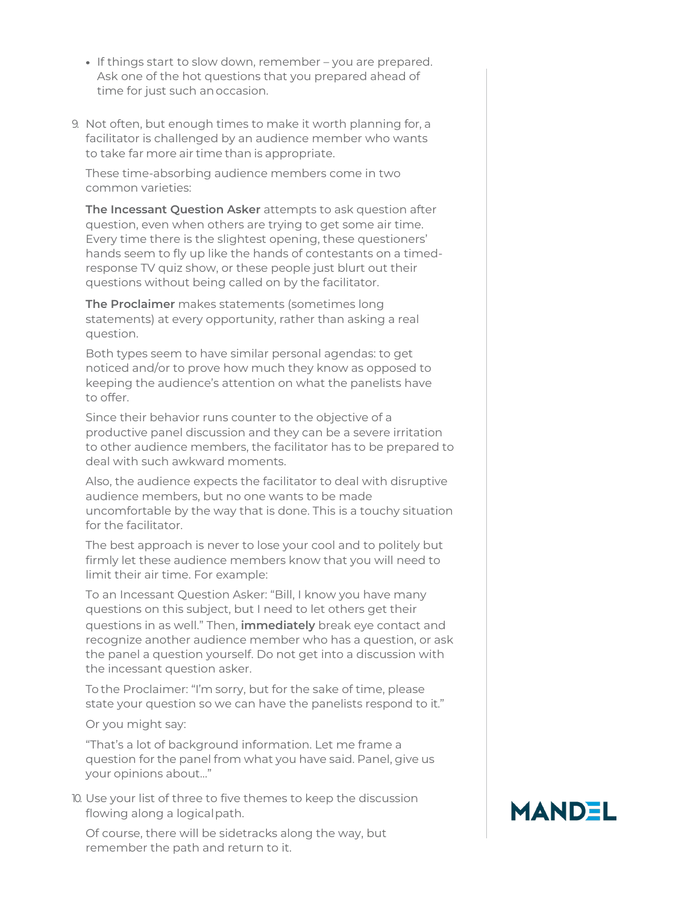- If things start to slow down, remember – you are prepared. Ask one of the hot questions that you prepared ahead of time for just such an occasion.

9. Not often, but enough times to make it worth planning for, a facilitator is challenged by an audience member who wants to take far more air time than is appropriate.

   These time-absorbing audience members come in two common varieties:

   **The Incessant Question Asker** attempts to ask question after question, even when others are trying to get some air time. Every time there is the slightest opening, these questioners' hands seem to fly up like the hands of contestants on a timed-response TV quiz show, or these people just blurt out their questions without being called on by the facilitator.

   **The Proclaimer** makes statements (sometimes long statements) at every opportunity, rather than asking a real question.

   Both types seem to have similar personal agendas: to get noticed and/or to prove how much they know as opposed to keeping the audience's attention on what the panelists have to offer.

   Since their behavior runs counter to the objective of a productive panel discussion and they can be a severe irritation to other audience members, the facilitator has to be prepared to deal with such awkward moments.

   Also, the audience expects the facilitator to deal with disruptive audience members, but no one wants to be made uncomfortable by the way that is done. This is a touchy situation for the facilitator.

   The best approach is never to lose your cool and to politely but firmly let these audience members know that you will need to limit their air time. For example:

   To an Incessant Question Asker: "Bill, I know you have many questions on this subject, but I need to let others get their questions in as well." Then, **immediately** break eye contact and recognize another audience member who has a question, or ask the panel a question yourself. Do not get into a discussion with the incessant question asker.

   To the Proclaimer: "I'm sorry, but for the sake of time, please state your question so we can have the panelists respond to it."

   Or you might say:

   "That's a lot of background information. Let me frame a question for the panel from what you have said. Panel, give us your opinions about..."

10. Use your list of three to five themes to keep the discussion flowing along a logical path.

    Of course, there will be sidetracks along the way, but remember the path and return to it.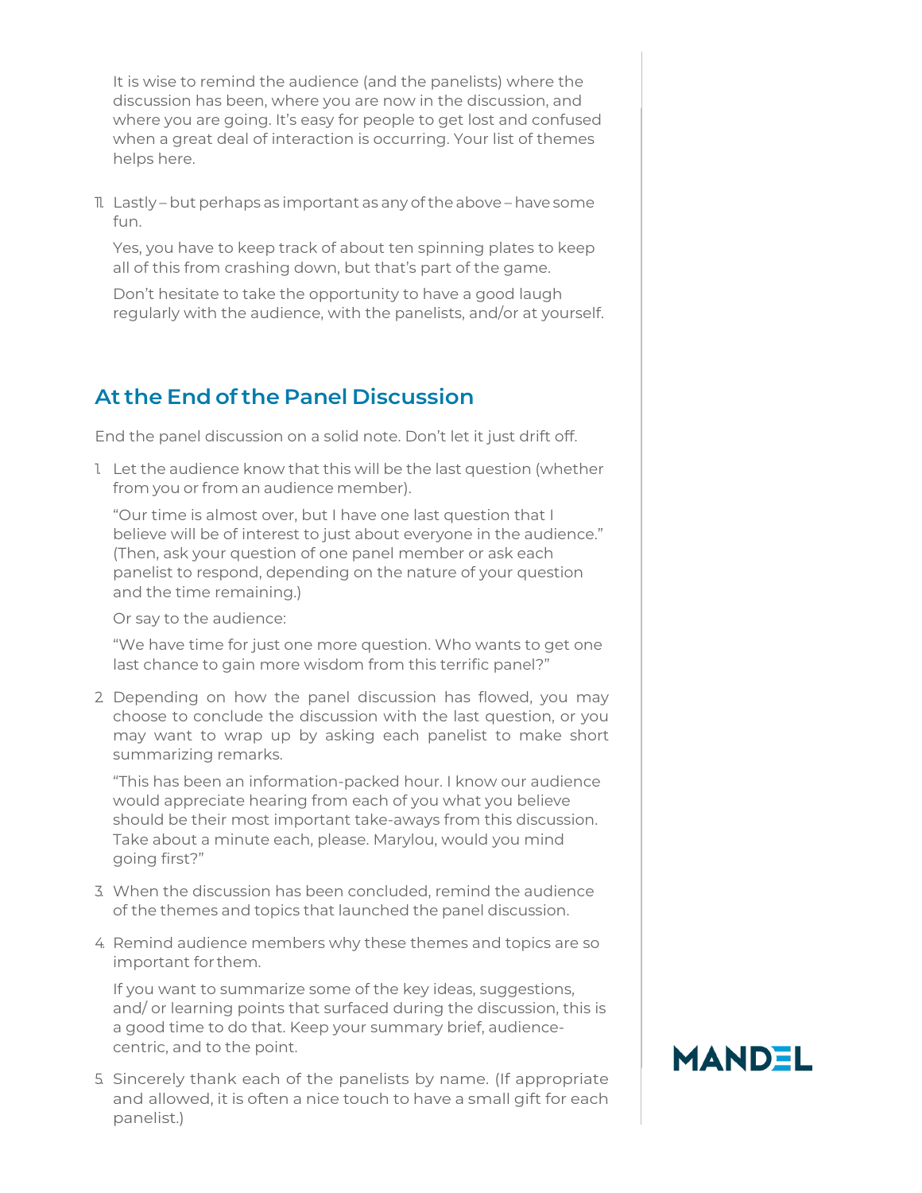It is wise to remind the audience (and the panelists) where the discussion has been, where you are now in the discussion, and where you are going. It's easy for people to get lost and confused when a great deal of interaction is occurring. Your list of themes helps here.

11. Lastly – but perhaps as important as any of the above – have some fun.

    Yes, you have to keep track of about ten spinning plates to keep all of this from crashing down, but that's part of the game.

    Don't hesitate to take the opportunity to have a good laugh regularly with the audience, with the panelists, and/or at yourself.

## At the End of the Panel Discussion

End the panel discussion on a solid note. Don't let it just drift off.

1. Let the audience know that this will be the last question (whether from you or from an audience member).

   "Our time is almost over, but I have one last question that I believe will be of interest to just about everyone in the audience." (Then, ask your question of one panel member or ask each panelist to respond, depending on the nature of your question and the time remaining.)

   Or say to the audience:

   "We have time for just one more question. Who wants to get one last chance to gain more wisdom from this terrific panel?"

2. Depending on how the panel discussion has flowed, you may choose to conclude the discussion with the last question, or you may want to wrap up by asking each panelist to make short summarizing remarks.

   "This has been an information-packed hour. I know our audience would appreciate hearing from each of you what you believe should be their most important take-aways from this discussion. Take about a minute each, please. Marylou, would you mind going first?"

3. When the discussion has been concluded, remind the audience of the themes and topics that launched the panel discussion.

4. Remind audience members why these themes and topics are so important for them.

   If you want to summarize some of the key ideas, suggestions, and/ or learning points that surfaced during the discussion, this is a good time to do that. Keep your summary brief, audience-centric, and to the point.

5. Sincerely thank each of the panelists by name. (If appropriate and allowed, it is often a nice touch to have a small gift for each panelist.)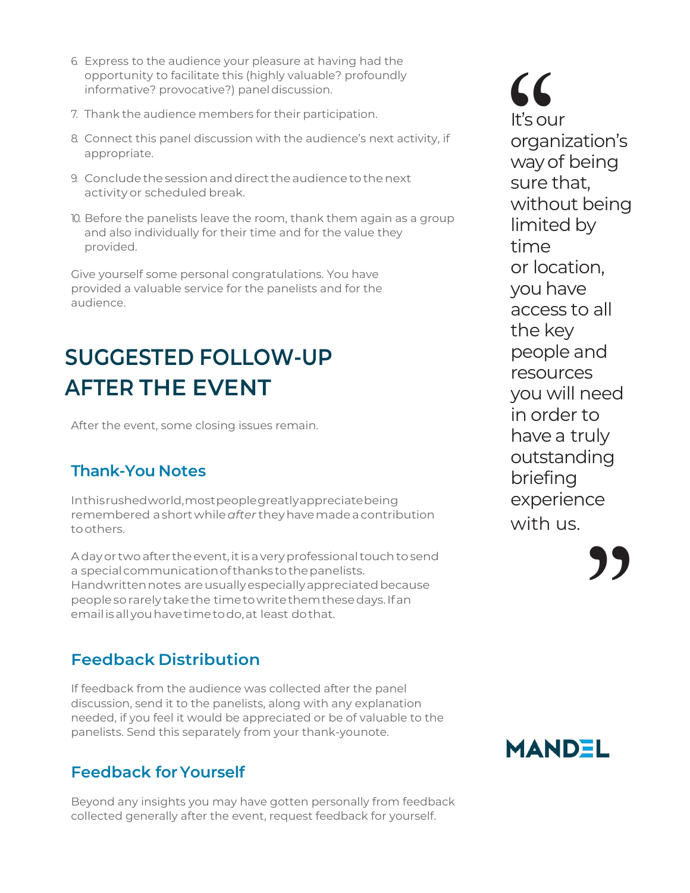6. Express to the audience your pleasure at having had the opportunity to facilitate this (highly valuable? profoundly informative? provocative?) panel discussion.
7. Thank the audience members for their participation.
8. Connect this panel discussion with the audience's next activity, if appropriate.
9. Conclude the session and direct the audience to the next activity or scheduled break.
10. Before the panelists leave the room, thank them again as a group and also individually for their time and for the value they provided.

Give yourself some personal congratulations. You have provided a valuable service for the panelists and for the audience.

## SUGGESTED FOLLOW-UP AFTER THE EVENT

After the event, some closing issues remain.

### Thank-You Notes

In this rushed world, most people greatly appreciate being remembered a short while *after* they have made a contribution to others.

A day or two after the event, it is a very professional touch to send a special communication of thanks to the panelists. Handwritten notes are usually especially appreciated because people so rarely take the time to write them these days. If an email is all you have time to do, at least do that.

### Feedback Distribution

If feedback from the audience was collected after the panel discussion, send it to the panelists, along with any explanation needed, if you feel it would be appreciated or be of valuable to the panelists. Send this separately from your thank-younote.

### Feedback for Yourself

Beyond any insights you may have gotten personally from feedback collected generally after the event, request feedback for yourself.

> "It's our organization's way of being sure that, without being limited by time or location, you have access to all the key people and resources you will need in order to have a truly outstanding briefing experience with us."

MANDEL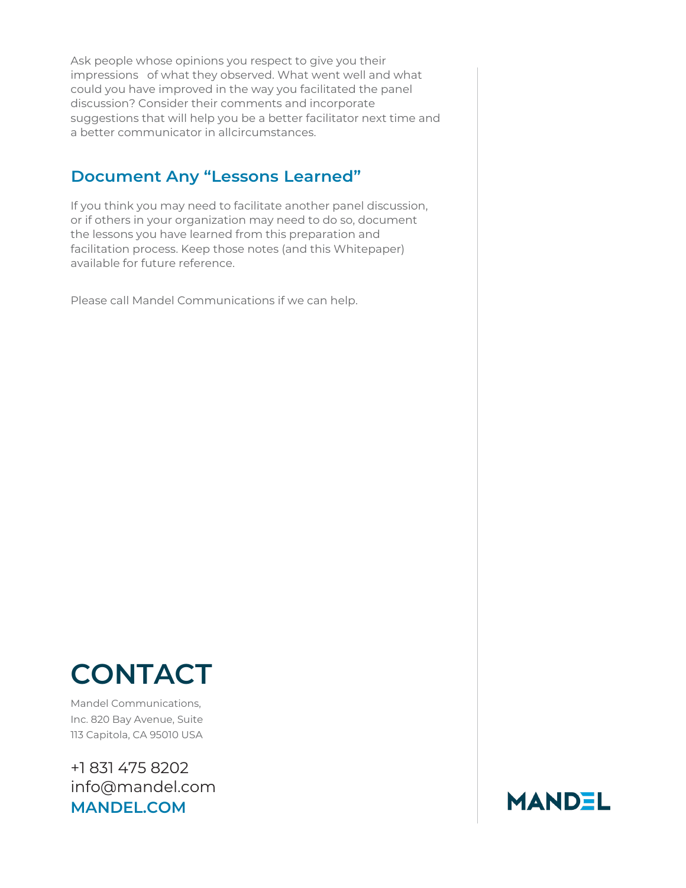Ask people whose opinions you respect to give you their impressions of what they observed. What went well and what could you have improved in the way you facilitated the panel discussion? Consider their comments and incorporate suggestions that will help you be a better facilitator next time and a better communicator in allcircumstances.

## Document Any "Lessons Learned"

If you think you may need to facilitate another panel discussion, or if others in your organization may need to do so, document the lessons you have learned from this preparation and facilitation process. Keep those notes (and this Whitepaper) available for future reference.

Please call Mandel Communications if we can help.

# CONTACT

Mandel Communications, Inc. 820 Bay Avenue, Suite 113 Capitola, CA 95010 USA

+1 831 475 8202
info@mandel.com
**MANDEL.COM**

MANDEL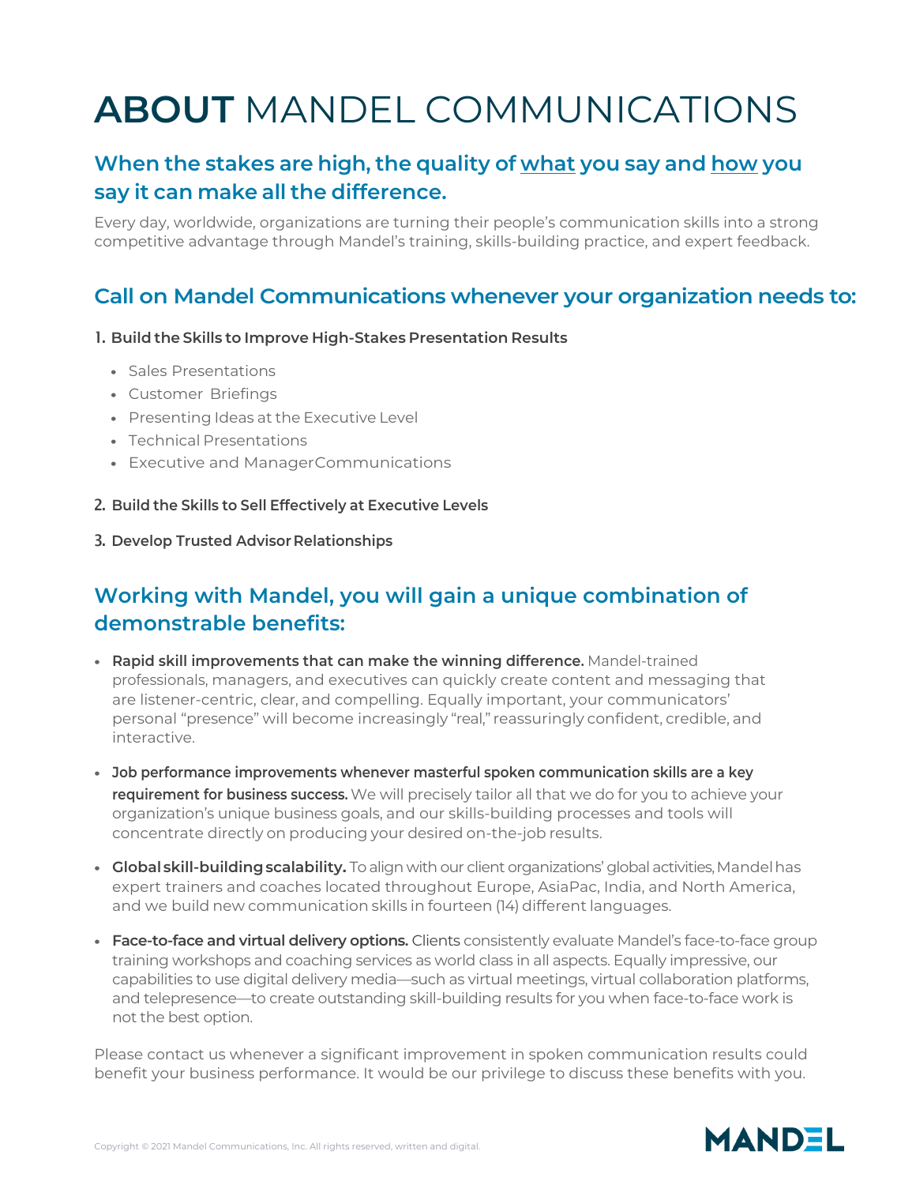# **ABOUT** MANDEL COMMUNICATIONS

## When the stakes are high, the quality of what you say and how you say it can make all the difference.

Every day, worldwide, organizations are turning their people's communication skills into a strong competitive advantage through Mandel's training, skills-building practice, and expert feedback.

## Call on Mandel Communications whenever your organization needs to:

1. **Build the Skills to Improve High-Stakes Presentation Results**
   - Sales Presentations
   - Customer Briefings
   - Presenting Ideas at the Executive Level
   - Technical Presentations
   - Executive and Manager Communications
2. **Build the Skills to Sell Effectively at Executive Levels**
3. **Develop Trusted Advisor Relationships**

## Working with Mandel, you will gain a unique combination of demonstrable benefits:

- **Rapid skill improvements that can make the winning difference.** Mandel-trained professionals, managers, and executives can quickly create content and messaging that are listener-centric, clear, and compelling. Equally important, your communicators' personal "presence" will become increasingly "real," reassuringly confident, credible, and interactive.
- **Job performance improvements whenever masterful spoken communication skills are a key requirement for business success.** We will precisely tailor all that we do for you to achieve your organization's unique business goals, and our skills-building processes and tools will concentrate directly on producing your desired on-the-job results.
- **Global skill-building scalability.** To align with our client organizations' global activities, Mandel has expert trainers and coaches located throughout Europe, AsiaPac, India, and North America, and we build new communication skills in fourteen (14) different languages.
- **Face-to-face and virtual delivery options.** Clients consistently evaluate Mandel's face-to-face group training workshops and coaching services as world class in all aspects. Equally impressive, our capabilities to use digital delivery media—such as virtual meetings, virtual collaboration platforms, and telepresence—to create outstanding skill-building results for you when face-to-face work is not the best option.

Please contact us whenever a significant improvement in spoken communication results could benefit your business performance. It would be our privilege to discuss these benefits with you.

Copyright © 2021 Mandel Communications, Inc. All rights reserved, written and digital.

MANDEL